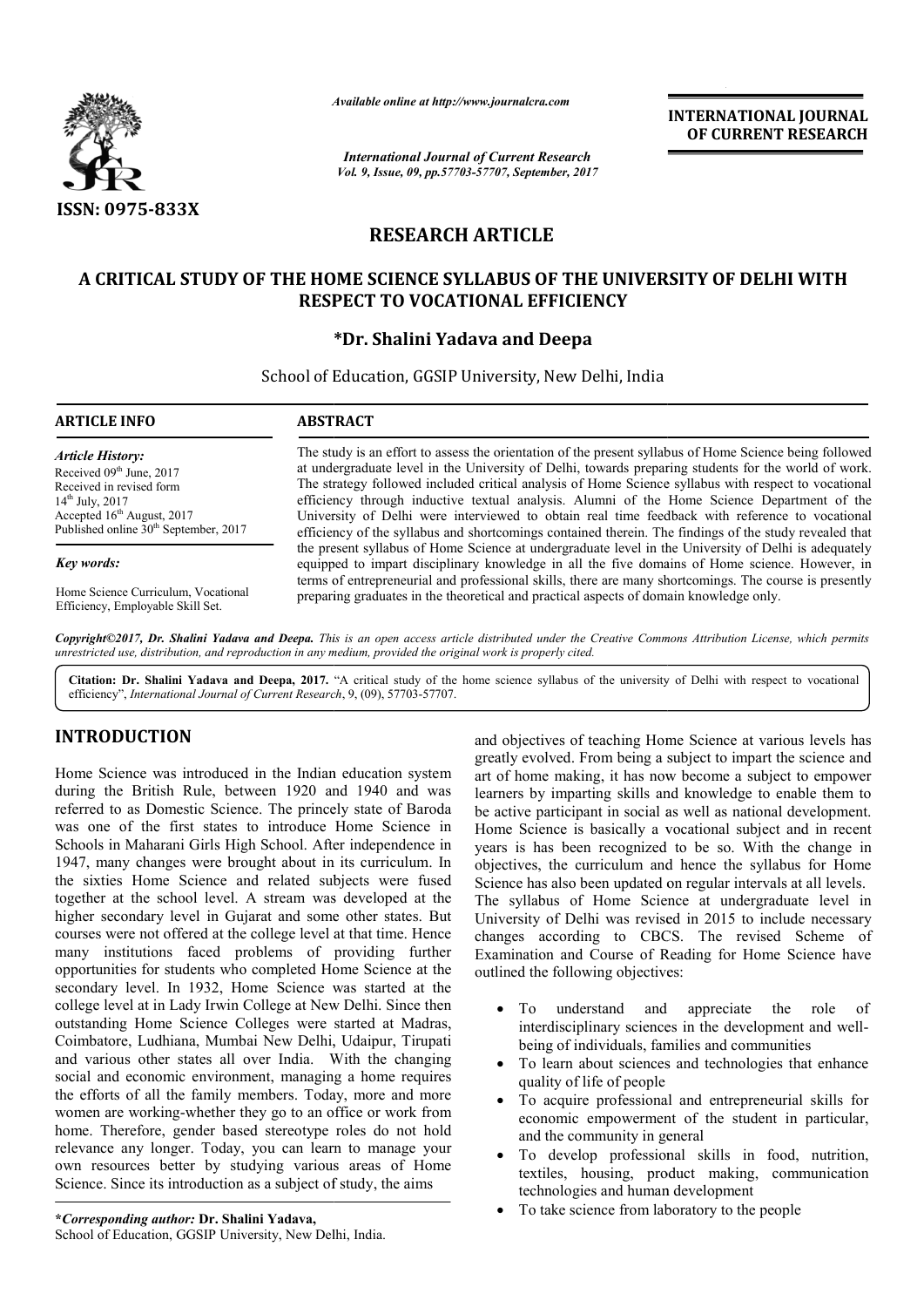*Available online at http://www.journalcra.com*

*International Journal of Current Research*
*Vol. 9, Issue, 09, pp.57703-57707, September, 2017*

**INTERNATIONAL JOURNAL OF CURRENT RESEARCH**

**ISSN: 0975-833X**

## RESEARCH ARTICLE

# A CRITICAL STUDY OF THE HOME SCIENCE SYLLABUS OF THE UNIVERSITY OF DELHI WITH RESPECT TO VOCATIONAL EFFICIENCY

**\*Dr. Shalini Yadava and Deepa**

School of Education, GGSIP University, New Delhi, India

**ARTICLE INFO**

*Article History:*
Received 09th June, 2017
Received in revised form 14th July, 2017
Accepted 16th August, 2017
Published online 30th September, 2017

*Key words:*
Home Science Curriculum, Vocational Efficiency, Employable Skill Set.

**ABSTRACT**

The study is an effort to assess the orientation of the present syllabus of Home Science being followed at undergraduate level in the University of Delhi, towards preparing students for the world of work. The strategy followed included critical analysis of Home Science syllabus with respect to vocational efficiency through inductive textual analysis. Alumni of the Home Science Department of the University of Delhi were interviewed to obtain real time feedback with reference to vocational efficiency of the syllabus and shortcomings contained therein. The findings of the study revealed that the present syllabus of Home Science at undergraduate level in the University of Delhi is adequately equipped to impart disciplinary knowledge in all the five domains of Home science. However, in terms of entrepreneurial and professional skills, there are many shortcomings. The course is presently preparing graduates in the theoretical and practical aspects of domain knowledge only.

*Copyright©2017, Dr. Shalini Yadava and Deepa. This is an open access article distributed under the Creative Commons Attribution License, which permits unrestricted use, distribution, and reproduction in any medium, provided the original work is properly cited.*

**Citation: Dr. Shalini Yadava and Deepa, 2017.** "A critical study of the home science syllabus of the university of Delhi with respect to vocational efficiency", *International Journal of Current Research*, 9, (09), 57703-57707.

## INTRODUCTION

Home Science was introduced in the Indian education system during the British Rule, between 1920 and 1940 and was referred to as Domestic Science. The princely state of Baroda was one of the first states to introduce Home Science in Schools in Maharani Girls High School. After independence in 1947, many changes were brought about in its curriculum. In the sixties Home Science and related subjects were fused together at the school level. A stream was developed at the higher secondary level in Gujarat and some other states. But courses were not offered at the college level at that time. Hence many institutions faced problems of providing further opportunities for students who completed Home Science at the secondary level. In 1932, Home Science was started at the college level at in Lady Irwin College at New Delhi. Since then outstanding Home Science Colleges were started at Madras, Coimbatore, Ludhiana, Mumbai New Delhi, Udaipur, Tirupati and various other states all over India. With the changing social and economic environment, managing a home requires the efforts of all the family members. Today, more and more women are working-whether they go to an office or work from home. Therefore, gender based stereotype roles do not hold relevance any longer. Today, you can learn to manage your own resources better by studying various areas of Home Science. Since its introduction as a subject of study, the aims and objectives of teaching Home Science at various levels has greatly evolved. From being a subject to impart the science and art of home making, it has now become a subject to empower learners by imparting skills and knowledge to enable them to be active participant in social as well as national development. Home Science is basically a vocational subject and in recent years is has been recognized to be so. With the change in objectives, the curriculum and hence the syllabus for Home Science has also been updated on regular intervals at all levels. The syllabus of Home Science at undergraduate level in University of Delhi was revised in 2015 to include necessary changes according to CBCS. The revised Scheme of Examination and Course of Reading for Home Science have outlined the following objectives:

- To understand and appreciate the role of interdisciplinary sciences in the development and well-being of individuals, families and communities
- To learn about sciences and technologies that enhance quality of life of people
- To acquire professional and entrepreneurial skills for economic empowerment of the student in particular, and the community in general
- To develop professional skills in food, nutrition, textiles, housing, product making, communication technologies and human development
- To take science from laboratory to the people

**\*Corresponding author: Dr. Shalini Yadava,**
School of Education, GGSIP University, New Delhi, India.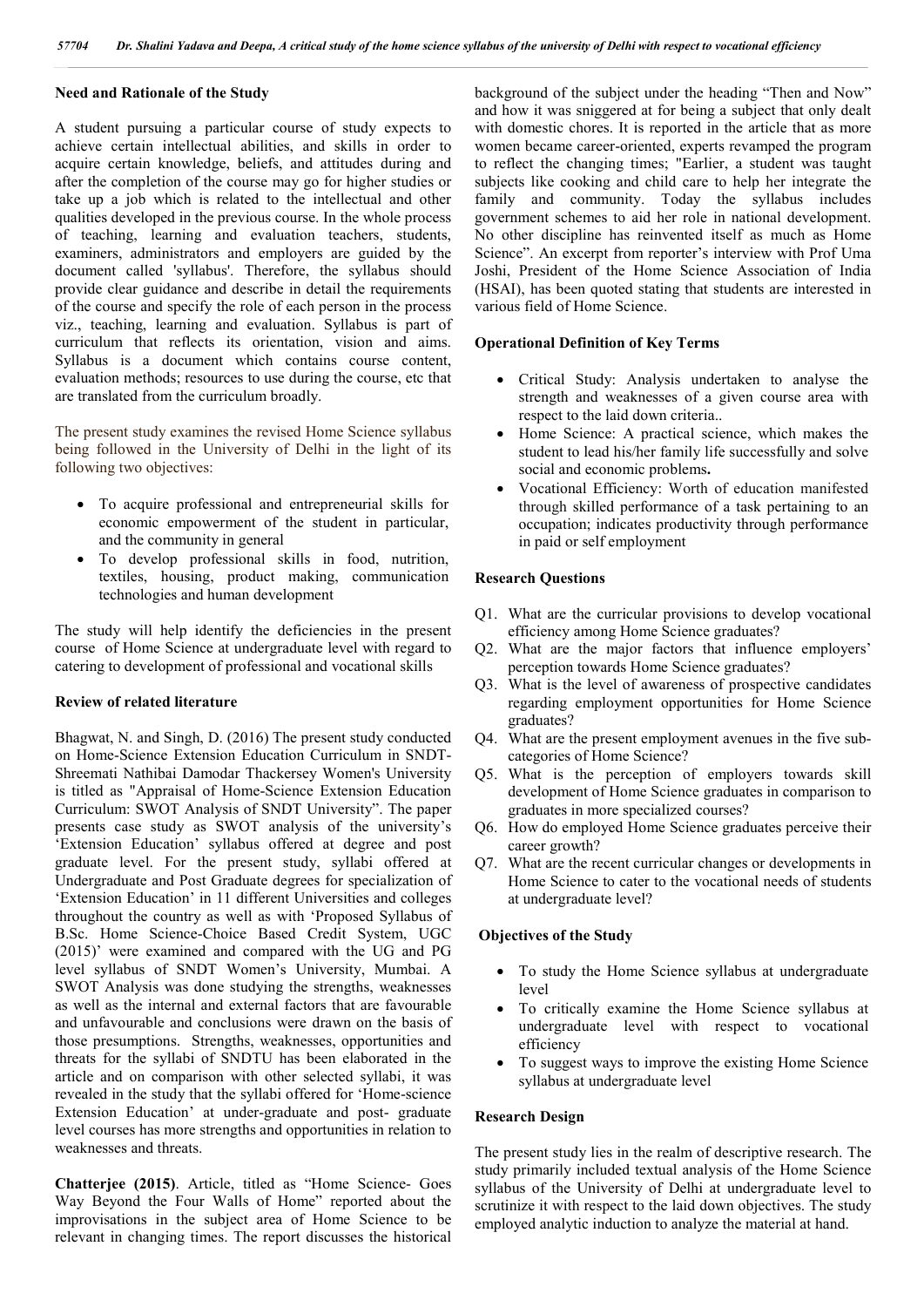## Need and Rationale of the Study

A student pursuing a particular course of study expects to achieve certain intellectual abilities, and skills in order to acquire certain knowledge, beliefs, and attitudes during and after the completion of the course may go for higher studies or take up a job which is related to the intellectual and other qualities developed in the previous course. In the whole process of teaching, learning and evaluation teachers, students, examiners, administrators and employers are guided by the document called 'syllabus'. Therefore, the syllabus should provide clear guidance and describe in detail the requirements of the course and specify the role of each person in the process viz., teaching, learning and evaluation. Syllabus is part of curriculum that reflects its orientation, vision and aims. Syllabus is a document which contains course content, evaluation methods; resources to use during the course, etc that are translated from the curriculum broadly.

The present study examines the revised Home Science syllabus being followed in the University of Delhi in the light of its following two objectives:

- To acquire professional and entrepreneurial skills for economic empowerment of the student in particular, and the community in general
- To develop professional skills in food, nutrition, textiles, housing, product making, communication technologies and human development

The study will help identify the deficiencies in the present course of Home Science at undergraduate level with regard to catering to development of professional and vocational skills

## Review of related literature

Bhagwat, N. and Singh, D. (2016) The present study conducted on Home-Science Extension Education Curriculum in SNDT-Shreemati Nathibai Damodar Thackersey Women's University is titled as "Appraisal of Home-Science Extension Education Curriculum: SWOT Analysis of SNDT University". The paper presents case study as SWOT analysis of the university's 'Extension Education' syllabus offered at degree and post graduate level. For the present study, syllabi offered at Undergraduate and Post Graduate degrees for specialization of 'Extension Education' in 11 different Universities and colleges throughout the country as well as with 'Proposed Syllabus of B.Sc. Home Science-Choice Based Credit System, UGC (2015)' were examined and compared with the UG and PG level syllabus of SNDT Women's University, Mumbai. A SWOT Analysis was done studying the strengths, weaknesses as well as the internal and external factors that are favourable and unfavourable and conclusions were drawn on the basis of those presumptions. Strengths, weaknesses, opportunities and threats for the syllabi of SNDTU has been elaborated in the article and on comparison with other selected syllabi, it was revealed in the study that the syllabi offered for 'Home-science Extension Education' at under-graduate and post- graduate level courses has more strengths and opportunities in relation to weaknesses and threats.

**Chatterjee (2015)**. Article, titled as "Home Science- Goes Way Beyond the Four Walls of Home" reported about the improvisations in the subject area of Home Science to be relevant in changing times. The report discusses the historical background of the subject under the heading "Then and Now" and how it was sniggered at for being a subject that only dealt with domestic chores. It is reported in the article that as more women became career-oriented, experts revamped the program to reflect the changing times; "Earlier, a student was taught subjects like cooking and child care to help her integrate the family and community. Today the syllabus includes government schemes to aid her role in national development. No other discipline has reinvented itself as much as Home Science". An excerpt from reporter's interview with Prof Uma Joshi, President of the Home Science Association of India (HSAI), has been quoted stating that students are interested in various field of Home Science.

## Operational Definition of Key Terms

- Critical Study: Analysis undertaken to analyse the strength and weaknesses of a given course area with respect to the laid down criteria..
- Home Science: A practical science, which makes the student to lead his/her family life successfully and solve social and economic problems**.**
- Vocational Efficiency: Worth of education manifested through skilled performance of a task pertaining to an occupation; indicates productivity through performance in paid or self employment

## Research Questions

Q1. What are the curricular provisions to develop vocational efficiency among Home Science graduates?

Q2. What are the major factors that influence employers' perception towards Home Science graduates?

Q3. What is the level of awareness of prospective candidates regarding employment opportunities for Home Science graduates?

Q4. What are the present employment avenues in the five sub-categories of Home Science?

Q5. What is the perception of employers towards skill development of Home Science graduates in comparison to graduates in more specialized courses?

Q6. How do employed Home Science graduates perceive their career growth?

Q7. What are the recent curricular changes or developments in Home Science to cater to the vocational needs of students at undergraduate level?

## Objectives of the Study

- To study the Home Science syllabus at undergraduate level
- To critically examine the Home Science syllabus at undergraduate level with respect to vocational efficiency
- To suggest ways to improve the existing Home Science syllabus at undergraduate level

## Research Design

The present study lies in the realm of descriptive research. The study primarily included textual analysis of the Home Science syllabus of the University of Delhi at undergraduate level to scrutinize it with respect to the laid down objectives. The study employed analytic induction to analyze the material at hand.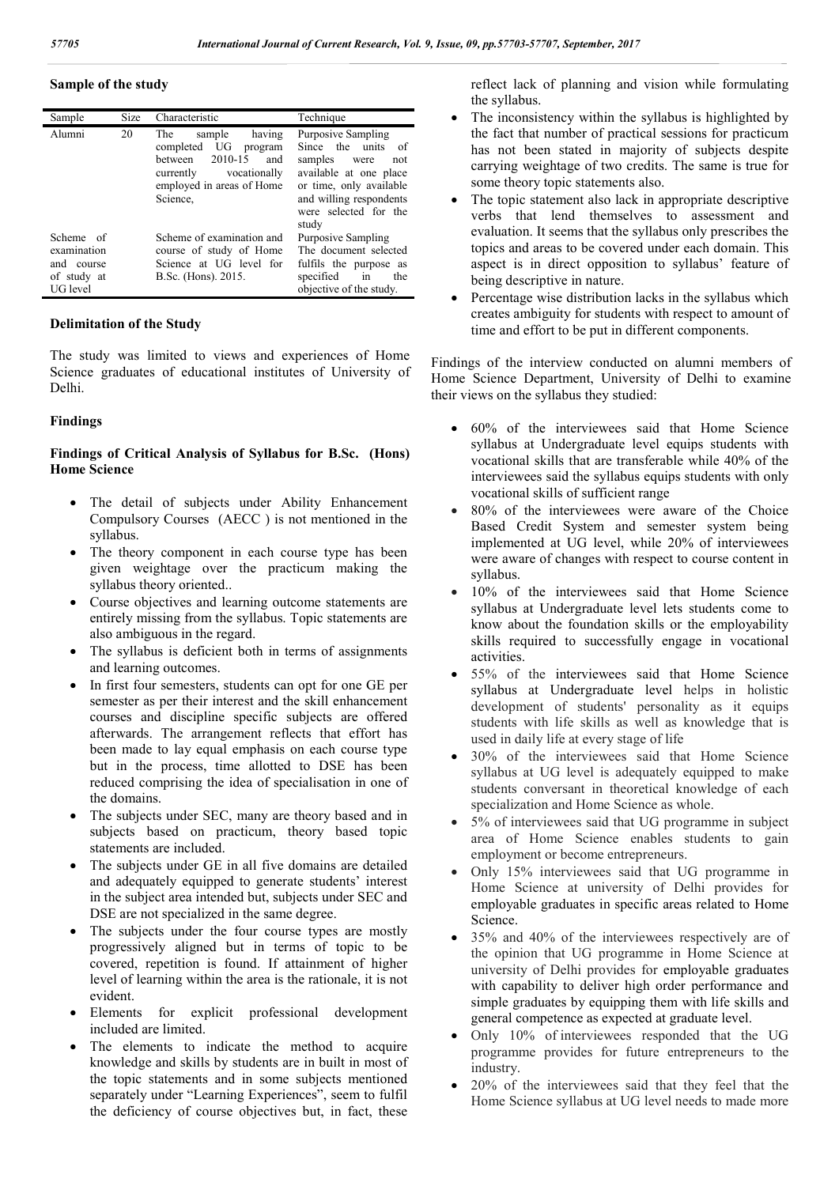## Sample of the study

| Sample | Size | Characteristic | Technique |
|---|---|---|---|
| Alumni | 20 | The sample having completed UG program between 2010-15 and currently vocationally employed in areas of Home Science, | Purposive Sampling Since the units of samples were not available at one place or time, only available and willing respondents were selected for the study |
| Scheme of examination and course of study at UG level | | Scheme of examination and course of study of Home Science at UG level for B.Sc. (Hons). 2015. | Purposive Sampling The document selected fulfils the purpose as specified in the objective of the study. |

## Delimitation of the Study

The study was limited to views and experiences of Home Science graduates of educational institutes of University of Delhi.

## Findings

### Findings of Critical Analysis of Syllabus for B.Sc. (Hons) Home Science

- The detail of subjects under Ability Enhancement Compulsory Courses (AECC ) is not mentioned in the syllabus.
- The theory component in each course type has been given weightage over the practicum making the syllabus theory oriented..
- Course objectives and learning outcome statements are entirely missing from the syllabus. Topic statements are also ambiguous in the regard.
- The syllabus is deficient both in terms of assignments and learning outcomes.
- In first four semesters, students can opt for one GE per semester as per their interest and the skill enhancement courses and discipline specific subjects are offered afterwards. The arrangement reflects that effort has been made to lay equal emphasis on each course type but in the process, time allotted to DSE has been reduced comprising the idea of specialisation in one of the domains.
- The subjects under SEC, many are theory based and in subjects based on practicum, theory based topic statements are included.
- The subjects under GE in all five domains are detailed and adequately equipped to generate students' interest in the subject area intended but, subjects under SEC and DSE are not specialized in the same degree.
- The subjects under the four course types are mostly progressively aligned but in terms of topic to be covered, repetition is found. If attainment of higher level of learning within the area is the rationale, it is not evident.
- Elements for explicit professional development included are limited.
- The elements to indicate the method to acquire knowledge and skills by students are in built in most of the topic statements and in some subjects mentioned separately under "Learning Experiences", seem to fulfil the deficiency of course objectives but, in fact, these reflect lack of planning and vision while formulating the syllabus.
- The inconsistency within the syllabus is highlighted by the fact that number of practical sessions for practicum has not been stated in majority of subjects despite carrying weightage of two credits. The same is true for some theory topic statements also.
- The topic statement also lack in appropriate descriptive verbs that lend themselves to assessment and evaluation. It seems that the syllabus only prescribes the topics and areas to be covered under each domain. This aspect is in direct opposition to syllabus' feature of being descriptive in nature.
- Percentage wise distribution lacks in the syllabus which creates ambiguity for students with respect to amount of time and effort to be put in different components.

Findings of the interview conducted on alumni members of Home Science Department, University of Delhi to examine their views on the syllabus they studied:

- 60% of the interviewees said that Home Science syllabus at Undergraduate level equips students with vocational skills that are transferable while 40% of the interviewees said the syllabus equips students with only vocational skills of sufficient range
- 80% of the interviewees were aware of the Choice Based Credit System and semester system being implemented at UG level, while 20% of interviewees were aware of changes with respect to course content in syllabus.
- 10% of the interviewees said that Home Science syllabus at Undergraduate level lets students come to know about the foundation skills or the employability skills required to successfully engage in vocational activities.
- 55% of the interviewees said that Home Science syllabus at Undergraduate level helps in holistic development of students' personality as it equips students with life skills as well as knowledge that is used in daily life at every stage of life
- 30% of the interviewees said that Home Science syllabus at UG level is adequately equipped to make students conversant in theoretical knowledge of each specialization and Home Science as whole.
- 5% of interviewees said that UG programme in subject area of Home Science enables students to gain employment or become entrepreneurs.
- Only 15% interviewees said that UG programme in Home Science at university of Delhi provides for employable graduates in specific areas related to Home Science.
- 35% and 40% of the interviewees respectively are of the opinion that UG programme in Home Science at university of Delhi provides for employable graduates with capability to deliver high order performance and simple graduates by equipping them with life skills and general competence as expected at graduate level.
- Only 10% of interviewees responded that the UG programme provides for future entrepreneurs to the industry.
- 20% of the interviewees said that they feel that the Home Science syllabus at UG level needs to made more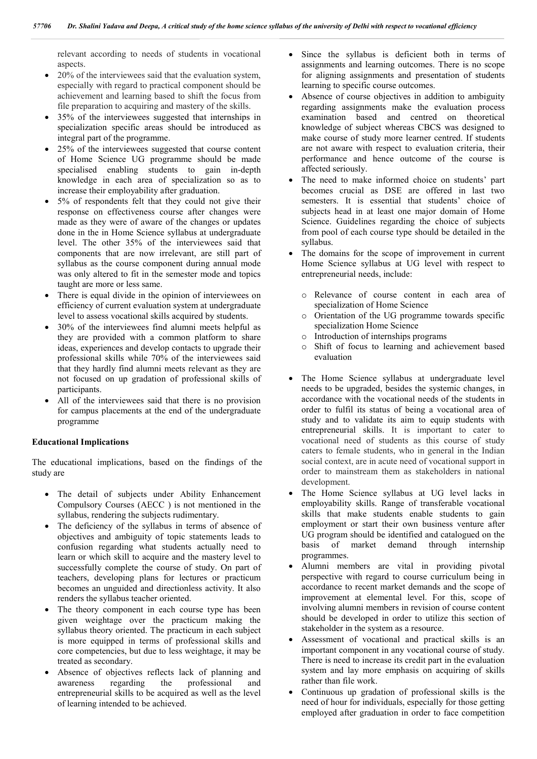relevant according to needs of students in vocational aspects.

- 20% of the interviewees said that the evaluation system, especially with regard to practical component should be achievement and learning based to shift the focus from file preparation to acquiring and mastery of the skills.
- 35% of the interviewees suggested that internships in specialization specific areas should be introduced as integral part of the programme.
- 25% of the interviewees suggested that course content of Home Science UG programme should be made specialised enabling students to gain in-depth knowledge in each area of specialization so as to increase their employability after graduation.
- 5% of respondents felt that they could not give their response on effectiveness course after changes were made as they were of aware of the changes or updates done in the in Home Science syllabus at undergraduate level. The other 35% of the interviewees said that components that are now irrelevant, are still part of syllabus as the course component during annual mode was only altered to fit in the semester mode and topics taught are more or less same.
- There is equal divide in the opinion of interviewees on efficiency of current evaluation system at undergraduate level to assess vocational skills acquired by students.
- 30% of the interviewees find alumni meets helpful as they are provided with a common platform to share ideas, experiences and develop contacts to upgrade their professional skills while 70% of the interviewees said that they hardly find alumni meets relevant as they are not focused on up gradation of professional skills of participants.
- All of the interviewees said that there is no provision for campus placements at the end of the undergraduate programme

**Educational Implications**

The educational implications, based on the findings of the study are

- The detail of subjects under Ability Enhancement Compulsory Courses (AECC ) is not mentioned in the syllabus, rendering the subjects rudimentary.
- The deficiency of the syllabus in terms of absence of objectives and ambiguity of topic statements leads to confusion regarding what students actually need to learn or which skill to acquire and the mastery level to successfully complete the course of study. On part of teachers, developing plans for lectures or practicum becomes an unguided and directionless activity. It also renders the syllabus teacher oriented.
- The theory component in each course type has been given weightage over the practicum making the syllabus theory oriented. The practicum in each subject is more equipped in terms of professional skills and core competencies, but due to less weightage, it may be treated as secondary.
- Absence of objectives reflects lack of planning and awareness regarding the professional and entrepreneurial skills to be acquired as well as the level of learning intended to be achieved.
- Since the syllabus is deficient both in terms of assignments and learning outcomes. There is no scope for aligning assignments and presentation of students learning to specific course outcomes.
- Absence of course objectives in addition to ambiguity regarding assignments make the evaluation process examination based and centred on theoretical knowledge of subject whereas CBCS was designed to make course of study more learner centred. If students are not aware with respect to evaluation criteria, their performance and hence outcome of the course is affected seriously.
- The need to make informed choice on students' part becomes crucial as DSE are offered in last two semesters. It is essential that students' choice of subjects head in at least one major domain of Home Science. Guidelines regarding the choice of subjects from pool of each course type should be detailed in the syllabus.
- The domains for the scope of improvement in current Home Science syllabus at UG level with respect to entrepreneurial needs, include:
    - Relevance of course content in each area of specialization of Home Science
    - Orientation of the UG programme towards specific specialization Home Science
    - Introduction of internships programs
    - Shift of focus to learning and achievement based evaluation
- The Home Science syllabus at undergraduate level needs to be upgraded, besides the systemic changes, in accordance with the vocational needs of the students in order to fulfil its status of being a vocational area of study and to validate its aim to equip students with entrepreneurial skills. It is important to cater to vocational need of students as this course of study caters to female students, who in general in the Indian social context, are in acute need of vocational support in order to mainstream them as stakeholders in national development.
- The Home Science syllabus at UG level lacks in employability skills. Range of transferable vocational skills that make students enable students to gain employment or start their own business venture after UG program should be identified and catalogued on the basis of market demand through internship programmes.
- Alumni members are vital in providing pivotal perspective with regard to course curriculum being in accordance to recent market demands and the scope of improvement at elemental level. For this, scope of involving alumni members in revision of course content should be developed in order to utilize this section of stakeholder in the system as a resource.
- Assessment of vocational and practical skills is an important component in any vocational course of study. There is need to increase its credit part in the evaluation system and lay more emphasis on acquiring of skills rather than file work.
- Continuous up gradation of professional skills is the need of hour for individuals, especially for those getting employed after graduation in order to face competition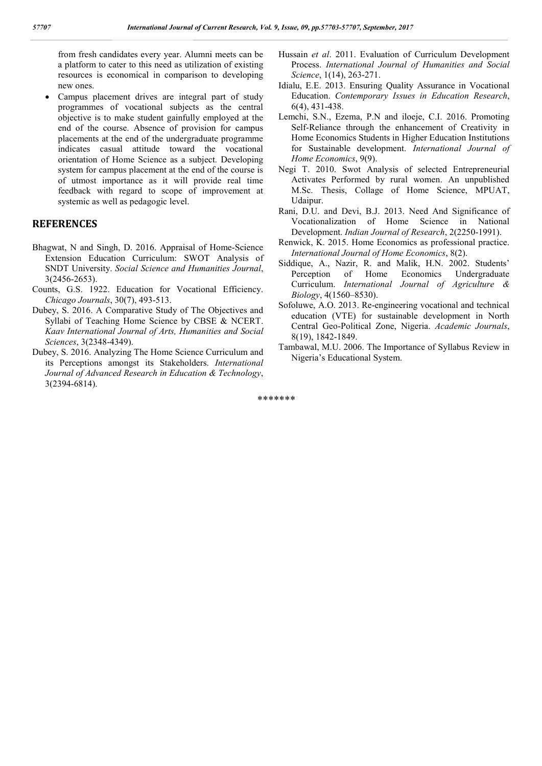from fresh candidates every year. Alumni meets can be a platform to cater to this need as utilization of existing resources is economical in comparison to developing new ones.

- Campus placement drives are integral part of study programmes of vocational subjects as the central objective is to make student gainfully employed at the end of the course. Absence of provision for campus placements at the end of the undergraduate programme indicates casual attitude toward the vocational orientation of Home Science as a subject. Developing system for campus placement at the end of the course is of utmost importance as it will provide real time feedback with regard to scope of improvement at systemic as well as pedagogic level.

## REFERENCES

Bhagwat, N and Singh, D. 2016. Appraisal of Home-Science Extension Education Curriculum: SWOT Analysis of SNDT University. *Social Science and Humanities Journal*, 3(2456-2653).

Counts, G.S. 1922. Education for Vocational Efficiency. *Chicago Journals*, 30(7), 493-513.

Dubey, S. 2016. A Comparative Study of The Objectives and Syllabi of Teaching Home Science by CBSE & NCERT. *Kaav International Journal of Arts, Humanities and Social Sciences*, 3(2348-4349).

Dubey, S. 2016. Analyzing The Home Science Curriculum and its Perceptions amongst its Stakeholders. *International Journal of Advanced Research in Education & Technology*, 3(2394-6814).

Hussain *et al*. 2011. Evaluation of Curriculum Development Process. *International Journal of Humanities and Social Science*, 1(14), 263-271.

Idialu, E.E. 2013. Ensuring Quality Assurance in Vocational Education. *Contemporary Issues in Education Research*, 6(4), 431-438.

Lemchi, S.N., Ezema, P.N and iloeje, C.I. 2016. Promoting Self-Reliance through the enhancement of Creativity in Home Economics Students in Higher Education Institutions for Sustainable development. *International Journal of Home Economics*, 9(9).

Negi T. 2010. Swot Analysis of selected Entrepreneurial Activates Performed by rural women. An unpublished M.Sc. Thesis, Collage of Home Science, MPUAT, Udaipur.

Rani, D.U. and Devi, B.J. 2013. Need And Significance of Vocationalization of Home Science in National Development. *Indian Journal of Research*, 2(2250-1991).

Renwick, K. 2015. Home Economics as professional practice. *International Journal of Home Economics*, 8(2).

Siddique, A., Nazir, R. and Malik, H.N. 2002. Students' Perception of Home Economics Undergraduate Curriculum. *International Journal of Agriculture & Biology*, 4(1560–8530).

Sofoluwe, A.O. 2013. Re-engineering vocational and technical education (VTE) for sustainable development in North Central Geo-Political Zone, Nigeria. *Academic Journals*, 8(19), 1842-1849.

Tambawal, M.U. 2006. The Importance of Syllabus Review in Nigeria's Educational System.

*******